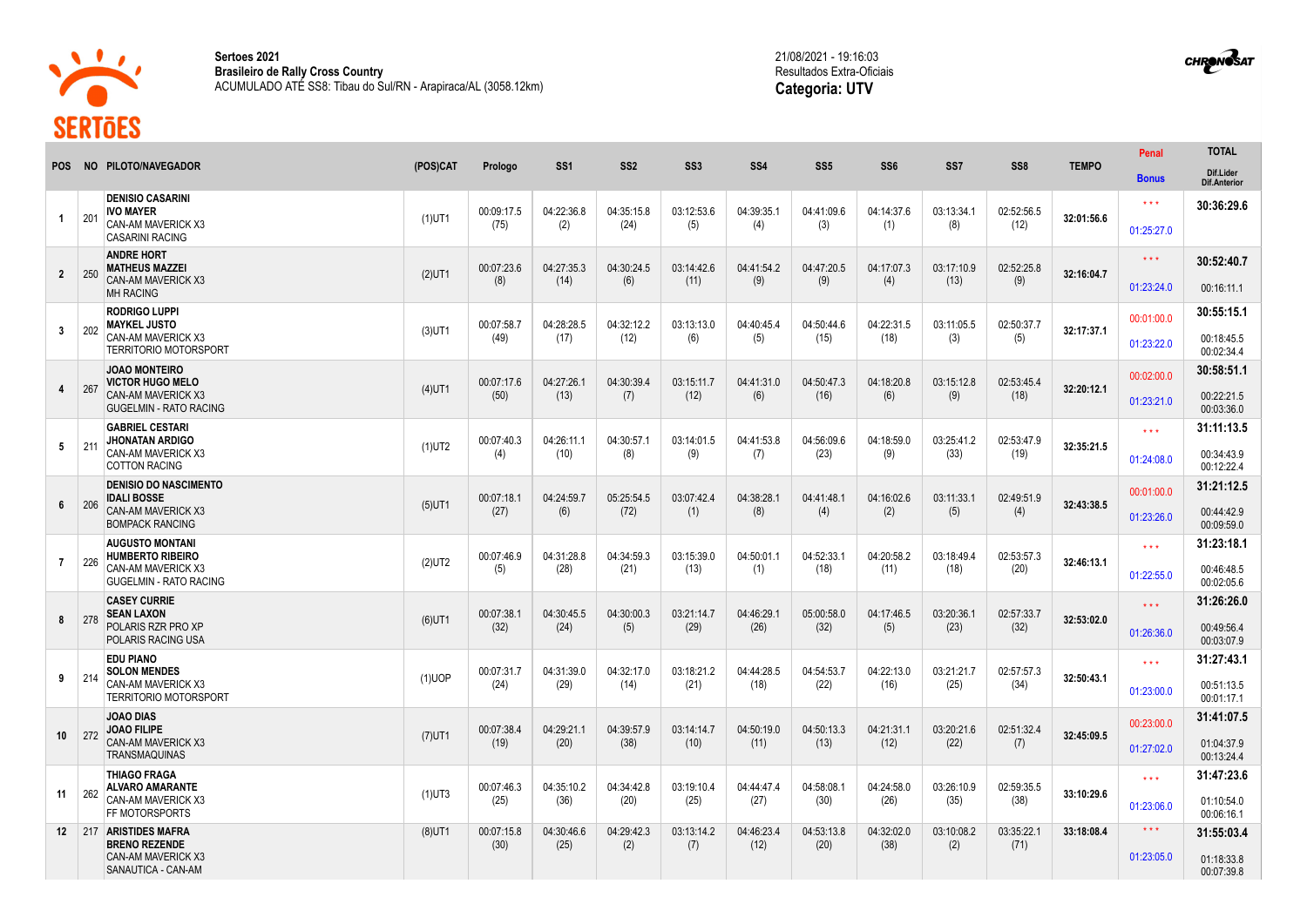**Sertoes 2021**
**Brasileiro de Rally Cross Country**
ACUMULADO ATÉ SS8: Tibau do Sul/RN - Arapiraca/AL (3058.12km)

21/08/2021 - 19:16:03
Resultados Extra-Oficiais
**Categoria: UTV**

| POS | NO | PILOTO/NAVEGADOR | (POS)CAT | Prologo | SS1 | SS2 | SS3 | SS4 | SS5 | SS6 | SS7 | SS8 | TEMPO | Penal / Bonus | TOTAL / Dif.Lider / Dif.Anterior |
|---|---|---|---|---|---|---|---|---|---|---|---|---|---|---|---|
| 1 | 201 | **DENISIO CASARINI** **IVO MAYER** CAN-AM MAVERICK X3 CASARINI RACING | (1)UT1 | 00:09:17.5 (75) | 04:22:36.8 (2) | 04:35:15.8 (24) | 03:12:53.6 (5) | 04:39:35.1 (4) | 04:41:09.6 (3) | 04:14:37.6 (1) | 03:13:34.1 (8) | 02:52:56.5 (12) | 32:01:56.6 | \*\*\* 01:25:27.0 | **30:36:29.6** |
| 2 | 250 | **ANDRE HORT** **MATHEUS MAZZEI** CAN-AM MAVERICK X3 MH RACING | (2)UT1 | 00:07:23.6 (8) | 04:27:35.3 (14) | 04:30:24.5 (6) | 03:14:42.6 (11) | 04:41:54.2 (9) | 04:47:20.5 (9) | 04:17:07.3 (4) | 03:17:10.9 (13) | 02:52:25.8 (9) | 32:16:04.7 | \*\*\* 01:23:24.0 | **30:52:40.7** 00:16:11.1 |
| 3 | 202 | **RODRIGO LUPPI** **MAYKEL JUSTO** CAN-AM MAVERICK X3 TERRITORIO MOTORSPORT | (3)UT1 | 00:07:58.7 (49) | 04:28:28.5 (17) | 04:32:12.2 (12) | 03:13:13.0 (6) | 04:40:45.4 (5) | 04:50:44.6 (15) | 04:22:31.5 (18) | 03:11:05.5 (3) | 02:50:37.7 (5) | 32:17:37.1 | 00:01:00.0 01:23:22.0 | **30:55:15.1** 00:18:45.5 00:02:34.4 |
| 4 | 267 | **JOAO MONTEIRO** **VICTOR HUGO MELO** CAN-AM MAVERICK X3 GUGELMIN - RATO RACING | (4)UT1 | 00:07:17.6 (50) | 04:27:26.1 (13) | 04:30:39.4 (7) | 03:15:11.7 (12) | 04:41:31.0 (6) | 04:50:47.3 (16) | 04:18:20.8 (6) | 03:15:12.8 (9) | 02:53:45.4 (18) | 32:20:12.1 | 00:02:00.0 01:23:21.0 | **30:58:51.1** 00:22:21.5 00:03:36.0 |
| 5 | 211 | **GABRIEL CESTARI** **JHONATAN ARDIGO** CAN-AM MAVERICK X3 COTTON RACING | (1)UT2 | 00:07:40.3 (4) | 04:26:11.1 (10) | 04:30:57.1 (8) | 03:14:01.5 (9) | 04:41:53.8 (7) | 04:56:09.6 (23) | 04:18:59.0 (9) | 03:25:41.2 (33) | 02:53:47.9 (19) | 32:35:21.5 | \*\*\* 01:24:08.0 | **31:11:13.5** 00:34:43.9 00:12:22.4 |
| 6 | 206 | **DENISIO DO NASCIMENTO** **IDALI BOSSE** CAN-AM MAVERICK X3 BOMPACK RANCING | (5)UT1 | 00:07:18.1 (27) | 04:24:59.7 (6) | 05:25:54.5 (72) | 03:07:42.4 (1) | 04:38:28.1 (8) | 04:41:48.1 (4) | 04:16:02.6 (2) | 03:11:33.1 (5) | 02:49:51.9 (4) | 32:43:38.5 | 00:01:00.0 01:23:26.0 | **31:21:12.5** 00:44:42.9 00:09:59.0 |
| 7 | 226 | **AUGUSTO MONTANI** **HUMBERTO RIBEIRO** CAN-AM MAVERICK X3 GUGELMIN - RATO RACING | (2)UT2 | 00:07:46.9 (5) | 04:31:28.8 (28) | 04:34:59.3 (21) | 03:15:39.0 (13) | 04:50:01.1 (1) | 04:52:33.1 (18) | 04:20:58.2 (11) | 03:18:49.4 (18) | 02:53:57.3 (20) | 32:46:13.1 | \*\*\* 01:22:55.0 | **31:23:18.1** 00:46:48.5 00:02:05.6 |
| 8 | 278 | **CASEY CURRIE** **SEAN LAXON** POLARIS RZR PRO XP POLARIS RACING USA | (6)UT1 | 00:07:38.1 (32) | 04:30:45.5 (24) | 04:30:00.3 (5) | 03:21:14.7 (29) | 04:46:29.1 (26) | 05:00:58.0 (32) | 04:17:46.5 (5) | 03:20:36.1 (23) | 02:57:33.7 (32) | 32:53:02.0 | \*\*\* 01:26:36.0 | **31:26:26.0** 00:49:56.4 00:03:07.9 |
| 9 | 214 | **EDU PIANO** **SOLON MENDES** CAN-AM MAVERICK X3 TERRITORIO MOTORSPORT | (1)UOP | 00:07:31.7 (24) | 04:31:39.0 (29) | 04:32:17.0 (14) | 03:18:21.2 (21) | 04:44:28.5 (18) | 04:54:53.7 (22) | 04:22:13.0 (16) | 03:21:21.7 (25) | 02:57:57.3 (34) | 32:50:43.1 | \*\*\* 01:23:00.0 | **31:27:43.1** 00:51:13.5 00:01:17.1 |
| 10 | 272 | **JOAO DIAS** **JOAO FILIPE** CAN-AM MAVERICK X3 TRANSMAQUINAS | (7)UT1 | 00:07:38.4 (19) | 04:29:21.1 (20) | 04:39:57.9 (38) | 03:14:14.7 (10) | 04:50:19.0 (11) | 04:50:13.3 (13) | 04:21:31.1 (12) | 03:20:21.6 (22) | 02:51:32.4 (7) | 32:45:09.5 | 00:23:00.0 01:27:02.0 | **31:41:07.5** 01:04:37.9 00:13:24.4 |
| 11 | 262 | **THIAGO FRAGA** **ALVARO AMARANTE** CAN-AM MAVERICK X3 FF MOTORSPORTS | (1)UT3 | 00:07:46.3 (25) | 04:35:10.2 (36) | 04:34:42.8 (20) | 03:19:10.4 (25) | 04:44:47.4 (27) | 04:58:08.1 (30) | 04:24:58.0 (26) | 03:26:10.9 (35) | 02:59:35.5 (38) | 33:10:29.6 | \*\*\* 01:23:06.0 | **31:47:23.6** 01:10:54.0 00:06:16.1 |
| 12 | 217 | **ARISTIDES MAFRA** **BRENO REZENDE** CAN-AM MAVERICK X3 SANAUTICA - CAN-AM | (8)UT1 | 00:07:15.8 (30) | 04:30:46.6 (25) | 04:29:42.3 (2) | 03:13:14.2 (7) | 04:46:23.4 (12) | 04:53:13.8 (20) | 04:32:02.0 (38) | 03:10:08.2 (2) | 03:35:22.1 (71) | 33:18:08.4 | \*\*\* 01:23:05.0 | **31:55:03.4** 01:18:33.8 00:07:39.8 |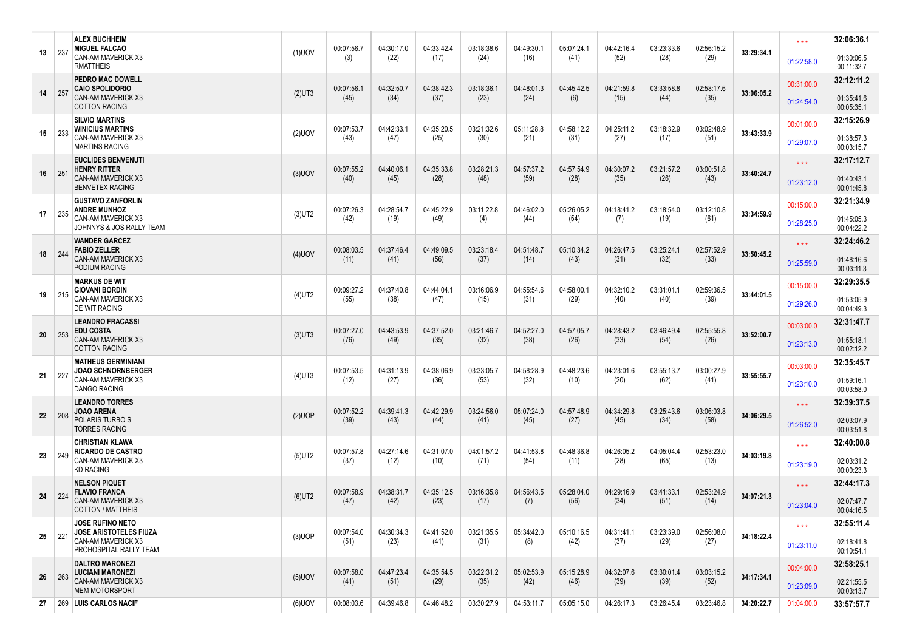| | | | | | | | | | | | | | | | |
|---|---|---|---|---|---|---|---|---|---|---|---|---|---|---|---|
| 13 | 237 | **ALEX BUCHHEIM**<br>**MIGUEL FALCAO**<br>CAN-AM MAVERICK X3<br>RMATTHEIS | (1)UOV | 00:07:56.7<br>(3) | 04:30:17.0<br>(22) | 04:33:42.4<br>(17) | 03:18:38.6<br>(24) | 04:49:30.1<br>(16) | 05:07:24.1<br>(41) | 04:42:16.4<br>(52) | 03:23:33.6<br>(28) | 02:56:15.2<br>(29) | 33:29:34.1 | \*\*\*<br>01:22:58.0 | **32:06:36.1**<br>01:30:06.5<br>00:11:32.7 |
| 14 | 257 | **PEDRO MAC DOWELL**<br>**CAIO SPOLIDORIO**<br>CAN-AM MAVERICK X3<br>COTTON RACING | (2)UT3 | 00:07:56.1<br>(45) | 04:32:50.7<br>(34) | 04:38:42.3<br>(37) | 03:18:36.1<br>(23) | 04:48:01.3<br>(24) | 04:45:42.5<br>(6) | 04:21:59.8<br>(15) | 03:33:58.8<br>(44) | 02:58:17.6<br>(35) | 33:06:05.2 | 00:31:00.0<br>01:24:54.0 | **32:12:11.2**<br>01:35:41.6<br>00:05:35.1 |
| 15 | 233 | **SILVIO MARTINS**<br>**WINICIUS MARTINS**<br>CAN-AM MAVERICK X3<br>MARTINS RACING | (2)UOV | 00:07:53.7<br>(43) | 04:42:33.1<br>(47) | 04:35:20.5<br>(25) | 03:21:32.6<br>(30) | 05:11:28.8<br>(21) | 04:58:12.2<br>(31) | 04:25:11.2<br>(27) | 03:18:32.9<br>(17) | 03:02:48.9<br>(51) | 33:43:33.9 | 00:01:00.0<br>01:29:07.0 | **32:15:26.9**<br>01:38:57.3<br>00:03:15.7 |
| 16 | 251 | **EUCLIDES BENVENUTI**<br>**HENRY RITTER**<br>CAN-AM MAVERICK X3<br>BENVETEX RACING | (3)UOV | 00:07:55.2<br>(40) | 04:40:06.1<br>(45) | 04:35:33.8<br>(28) | 03:28:21.3<br>(48) | 04:57:37.2<br>(59) | 04:57:54.9<br>(28) | 04:30:07.2<br>(35) | 03:21:57.2<br>(26) | 03:00:51.8<br>(43) | 33:40:24.7 | \*\*\*<br>01:23:12.0 | **32:17:12.7**<br>01:40:43.1<br>00:01:45.8 |
| 17 | 235 | **GUSTAVO ZANFORLIN**<br>**ANDRE MUNHOZ**<br>CAN-AM MAVERICK X3<br>JOHNNYS & JOS RALLY TEAM | (3)UT2 | 00:07:26.3<br>(42) | 04:28:54.7<br>(19) | 04:45:22.9<br>(49) | 03:11:22.8<br>(4) | 04:46:02.0<br>(44) | 05:26:05.2<br>(54) | 04:18:41.2<br>(7) | 03:18:54.0<br>(19) | 03:12:10.8<br>(61) | 33:34:59.9 | 00:15:00.0<br>01:28:25.0 | **32:21:34.9**<br>01:45:05.3<br>00:04:22.2 |
| 18 | 244 | **WANDER GARCEZ**<br>**FABIO ZELLER**<br>CAN-AM MAVERICK X3<br>PODIUM RACING | (4)UOV | 00:08:03.5<br>(11) | 04:37:46.4<br>(41) | 04:49:09.5<br>(56) | 03:23:18.4<br>(37) | 04:51:48.7<br>(14) | 05:10:34.2<br>(43) | 04:26:47.5<br>(31) | 03:25:24.1<br>(32) | 02:57:52.9<br>(33) | 33:50:45.2 | \*\*\*<br>01:25:59.0 | **32:24:46.2**<br>01:48:16.6<br>00:03:11.3 |
| 19 | 215 | **MARKUS DE WIT**<br>**GIOVANI BORDIN**<br>CAN-AM MAVERICK X3<br>DE WIT RACING | (4)UT2 | 00:09:27.2<br>(55) | 04:37:40.8<br>(38) | 04:44:04.1<br>(47) | 03:16:06.9<br>(15) | 04:55:54.6<br>(31) | 04:58:00.1<br>(29) | 04:32:10.2<br>(40) | 03:31:01.1<br>(40) | 02:59:36.5<br>(39) | 33:44:01.5 | 00:15:00.0<br>01:29:26.0 | **32:29:35.5**<br>01:53:05.9<br>00:04:49.3 |
| 20 | 253 | **LEANDRO FRACASSI**<br>**EDU COSTA**<br>CAN-AM MAVERICK X3<br>COTTON RACING | (3)UT3 | 00:07:27.0<br>(76) | 04:43:53.9<br>(49) | 04:37:52.0<br>(35) | 03:21:46.7<br>(32) | 04:52:27.0<br>(38) | 04:57:05.7<br>(26) | 04:28:43.2<br>(33) | 03:46:49.4<br>(54) | 02:55:55.8<br>(26) | 33:52:00.7 | 00:03:00.0<br>01:23:13.0 | **32:31:47.7**<br>01:55:18.1<br>00:02:12.2 |
| 21 | 227 | **MATHEUS GERMINIANI**<br>**JOAO SCHNORNBERGER**<br>CAN-AM MAVERICK X3<br>DANGO RACING | (4)UT3 | 00:07:53.5<br>(12) | 04:31:13.9<br>(27) | 04:38:06.9<br>(36) | 03:33:05.7<br>(53) | 04:58:28.9<br>(32) | 04:48:23.6<br>(10) | 04:23:01.6<br>(20) | 03:55:13.7<br>(62) | 03:00:27.9<br>(41) | 33:55:55.7 | 00:03:00.0<br>01:23:10.0 | **32:35:45.7**<br>01:59:16.1<br>00:03:58.0 |
| 22 | 208 | **LEANDRO TORRES**<br>**JOAO ARENA**<br>POLARIS TURBO S<br>TORRES RACING | (2)UOP | 00:07:52.2<br>(39) | 04:39:41.3<br>(43) | 04:42:29.9<br>(44) | 03:24:56.0<br>(41) | 05:07:24.0<br>(45) | 04:57:48.9<br>(27) | 04:34:29.8<br>(45) | 03:25:43.6<br>(34) | 03:06:03.8<br>(58) | 34:06:29.5 | \*\*\*<br>01:26:52.0 | **32:39:37.5**<br>02:03:07.9<br>00:03:51.8 |
| 23 | 249 | **CHRISTIAN KLAWA**<br>**RICARDO DE CASTRO**<br>CAN-AM MAVERICK X3<br>KD RACING | (5)UT2 | 00:07:57.8<br>(37) | 04:27:14.6<br>(12) | 04:31:07.0<br>(10) | 04:01:57.2<br>(71) | 04:41:53.8<br>(54) | 04:48:36.8<br>(11) | 04:26:05.2<br>(28) | 04:05:04.4<br>(65) | 02:53:23.0<br>(13) | 34:03:19.8 | \*\*\*<br>01:23:19.0 | **32:40:00.8**<br>02:03:31.2<br>00:00:23.3 |
| 24 | 224 | **NELSON PIQUET**<br>**FLAVIO FRANCA**<br>CAN-AM MAVERICK X3<br>COTTON / MATTHEIS | (6)UT2 | 00:07:58.9<br>(47) | 04:38:31.7<br>(42) | 04:35:12.5<br>(23) | 03:16:35.8<br>(17) | 04:56:43.5<br>(7) | 05:28:04.0<br>(56) | 04:29:16.9<br>(34) | 03:41:33.1<br>(51) | 02:53:24.9<br>(14) | 34:07:21.3 | \*\*\*<br>01:23:04.0 | **32:44:17.3**<br>02:07:47.7<br>00:04:16.5 |
| 25 | 221 | **JOSE RUFINO NETO**<br>**JOSE ARISTOTELES FIUZA**<br>CAN-AM MAVERICK X3<br>PROHOSPITAL RALLY TEAM | (3)UOP | 00:07:54.0<br>(51) | 04:30:34.3<br>(23) | 04:41:52.0<br>(41) | 03:21:35.5<br>(31) | 05:34:42.0<br>(8) | 05:10:16.5<br>(42) | 04:31:41.1<br>(37) | 03:23:39.0<br>(29) | 02:56:08.0<br>(27) | 34:18:22.4 | \*\*\*<br>01:23:11.0 | **32:55:11.4**<br>02:18:41.8<br>00:10:54.1 |
| 26 | 263 | **DALTRO MARONEZI**<br>**LUCIANI MARONEZI**<br>CAN-AM MAVERICK X3<br>MEM MOTORSPORT | (5)UOV | 00:07:58.0<br>(41) | 04:47:23.4<br>(51) | 04:35:54.5<br>(29) | 03:22:31.2<br>(35) | 05:02:53.9<br>(42) | 05:15:28.9<br>(46) | 04:32:07.6<br>(39) | 03:30:01.4<br>(39) | 03:03:15.2<br>(52) | 34:17:34.1 | 00:04:00.0<br>01:23:09.0 | **32:58:25.1**<br>02:21:55.5<br>00:03:13.7 |
| 27 | 269 | **LUIS CARLOS NACIF** | (6)UOV | 00:08:03.6 | 04:39:46.8 | 04:46:48.2 | 03:30:27.9 | 04:53:11.7 | 05:05:15.0 | 04:26:17.3 | 03:26:45.4 | 03:23:46.8 | 34:20:22.7 | 01:04:00.0 | **33:57:57.7** |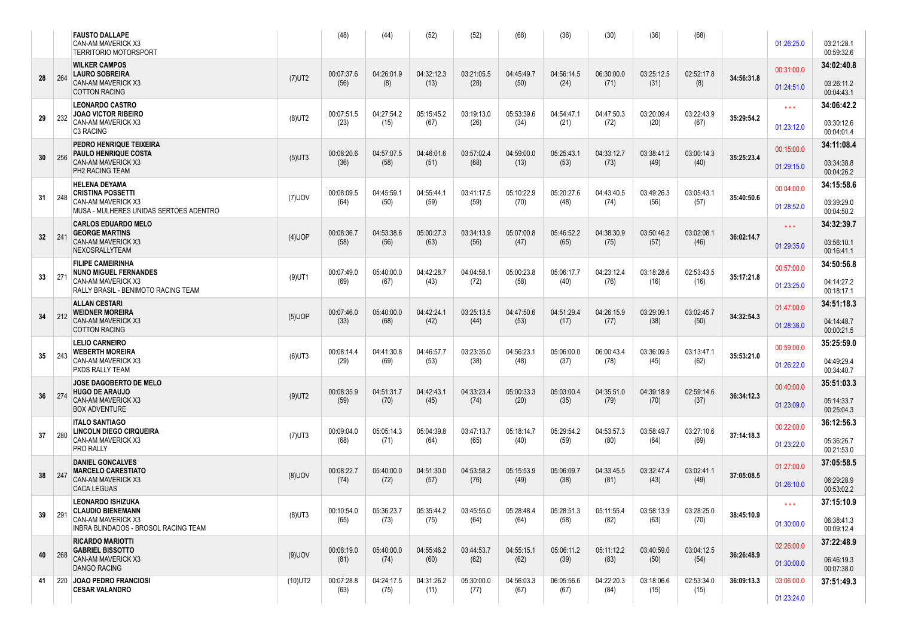| Pos | Nº | Piloto / Navegador / Veículo / Equipe | Cat | | | | | | | | | | | | |
|---|---|---|---|---|---|---|---|---|---|---|---|---|---|---|---|
| | | **FAUSTO DALLAPE**<br>CAN-AM MAVERICK X3<br>TERRITORIO MOTORSPORT | | (48) | (44) | (52) | (52) | (68) | (36) | (30) | (36) | (68) | | 01:26:25.0 | 03:21:28.1<br>00:59:32.6 |
| 28 | 264 | **WILKER CAMPOS**<br>**LAURO SOBREIRA**<br>CAN-AM MAVERICK X3<br>COTTON RACING | (7)UT2 | 00:07:37.6<br>(56) | 04:26:01.9<br>(8) | 04:32:12.3<br>(13) | 03:21:05.5<br>(28) | 04:45:49.7<br>(50) | 04:56:14.5<br>(24) | 06:30:00.0<br>(71) | 03:25:12.5<br>(31) | 02:52:17.8<br>(8) | 34:56:31.8 | 00:31:00.0<br>01:24:51.0 | **34:02:40.8**<br>03:26:11.2<br>00:04:43.1 |
| 29 | 232 | **LEONARDO CASTRO**<br>**JOAO VICTOR RIBEIRO**<br>CAN-AM MAVERICK X3<br>C3 RACING | (8)UT2 | 00:07:51.5<br>(23) | 04:27:54.2<br>(15) | 05:15:45.2<br>(67) | 03:19:13.0<br>(26) | 05:53:39.6<br>(34) | 04:54:47.1<br>(21) | 04:47:50.3<br>(72) | 03:20:09.4<br>(20) | 03:22:43.9<br>(67) | 35:29:54.2 | * * *<br>01:23:12.0 | **34:06:42.2**<br>03:30:12.6<br>00:04:01.4 |
| 30 | 256 | **PEDRO HENRIQUE TEIXEIRA**<br>**PAULO HENRIQUE COSTA**<br>CAN-AM MAVERICK X3<br>PH2 RACING TEAM | (5)UT3 | 00:08:20.6<br>(36) | 04:57:07.5<br>(58) | 04:46:01.6<br>(51) | 03:57:02.4<br>(68) | 04:59:00.0<br>(13) | 05:25:43.1<br>(53) | 04:33:12.7<br>(73) | 03:38:41.2<br>(49) | 03:00:14.3<br>(40) | 35:25:23.4 | 00:15:00.0<br>01:29:15.0 | **34:11:08.4**<br>03:34:38.8<br>00:04:26.2 |
| 31 | 248 | **HELENA DEYAMA**<br>**CRISTINA POSSETTI**<br>CAN-AM MAVERICK X3<br>MUSA - MULHERES UNIDAS SERTOES ADENTRO | (7)UOV | 00:08:09.5<br>(64) | 04:45:59.1<br>(50) | 04:55:44.1<br>(59) | 03:41:17.5<br>(59) | 05:10:22.9<br>(70) | 05:20:27.6<br>(48) | 04:43:40.5<br>(74) | 03:49:26.3<br>(56) | 03:05:43.1<br>(57) | 35:40:50.6 | 00:04:00.0<br>01:28:52.0 | **34:15:58.6**<br>03:39:29.0<br>00:04:50.2 |
| 32 | 241 | **CARLOS EDUARDO MELO**<br>**GEORGE MARTINS**<br>CAN-AM MAVERICK X3<br>NEXOSRALLYTEAM | (4)UOP | 00:08:36.7<br>(58) | 04:53:38.6<br>(56) | 05:00:27.3<br>(63) | 03:34:13.9<br>(56) | 05:07:00.8<br>(47) | 05:46:52.2<br>(65) | 04:38:30.9<br>(75) | 03:50:46.2<br>(57) | 03:02:08.1<br>(46) | 36:02:14.7 | * * *<br>01:29:35.0 | **34:32:39.7**<br>03:56:10.1<br>00:16:41.1 |
| 33 | 271 | **FILIPE CAMEIRINHA**<br>**NUNO MIGUEL FERNANDES**<br>CAN-AM MAVERICK X3<br>RALLY BRASIL - BENIMOTO RACING TEAM | (9)UT1 | 00:07:49.0<br>(69) | 05:40:00.0<br>(67) | 04:42:28.7<br>(43) | 04:04:58.1<br>(72) | 05:00:23.8<br>(58) | 05:06:17.7<br>(40) | 04:23:12.4<br>(76) | 03:18:28.6<br>(16) | 02:53:43.5<br>(16) | 35:17:21.8 | 00:57:00.0<br>01:23:25.0 | **34:50:56.8**<br>04:14:27.2<br>00:18:17.1 |
| 34 | 212 | **ALLAN CESTARI**<br>**WEIDNER MOREIRA**<br>CAN-AM MAVERICK X3<br>COTTON RACING | (5)UOP | 00:07:46.0<br>(33) | 05:40:00.0<br>(68) | 04:42:24.1<br>(42) | 03:25:13.5<br>(44) | 04:47:50.6<br>(53) | 04:51:29.4<br>(17) | 04:26:15.9<br>(77) | 03:29:09.1<br>(38) | 03:02:45.7<br>(50) | 34:32:54.3 | 01:47:00.0<br>01:28:36.0 | **34:51:18.3**<br>04:14:48.7<br>00:00:21.5 |
| 35 | 243 | **LELIO CARNEIRO**<br>**WEBERTH MOREIRA**<br>CAN-AM MAVERICK X3<br>PXDS RALLY TEAM | (6)UT3 | 00:08:14.4<br>(29) | 04:41:30.8<br>(69) | 04:46:57.7<br>(53) | 03:23:35.0<br>(38) | 04:56:23.1<br>(48) | 05:06:00.0<br>(37) | 06:00:43.4<br>(78) | 03:36:09.5<br>(45) | 03:13:47.1<br>(62) | 35:53:21.0 | 00:59:00.0<br>01:26:22.0 | **35:25:59.0**<br>04:49:29.4<br>00:34:40.7 |
| 36 | 274 | **JOSE DAGOBERTO DE MELO**<br>**HUGO DE ARAUJO**<br>CAN-AM MAVERICK X3<br>BOX ADVENTURE | (9)UT2 | 00:08:35.9<br>(59) | 04:51:31.7<br>(70) | 04:42:43.1<br>(45) | 04:33:23.4<br>(74) | 05:00:33.3<br>(20) | 05:03:00.4<br>(35) | 04:35:51.0<br>(79) | 04:39:18.9<br>(70) | 02:59:14.6<br>(37) | 36:34:12.3 | 00:40:00.0<br>01:23:09.0 | **35:51:03.3**<br>05:14:33.7<br>00:25:04.3 |
| 37 | 280 | **ITALO SANTIAGO**<br>**LINCOLN DIEGO CIRQUEIRA**<br>CAN-AM MAVERICK X3<br>PRO RALLY | (7)UT3 | 00:09:04.0<br>(68) | 05:05:14.3<br>(71) | 05:04:39.8<br>(64) | 03:47:13.7<br>(65) | 05:18:14.7<br>(40) | 05:29:54.2<br>(59) | 04:53:57.3<br>(80) | 03:58:49.7<br>(64) | 03:27:10.6<br>(69) | 37:14:18.3 | 00:22:00.0<br>01:23:22.0 | **36:12:56.3**<br>05:36:26.7<br>00:21:53.0 |
| 38 | 247 | **DANIEL GONCALVES**<br>**MARCELO CARESTIATO**<br>CAN-AM MAVERICK X3<br>CACA LEGUAS | (8)UOV | 00:08:22.7<br>(74) | 05:40:00.0<br>(72) | 04:51:30.0<br>(57) | 04:53:58.2<br>(76) | 05:15:53.9<br>(49) | 05:06:09.7<br>(38) | 04:33:45.5<br>(81) | 03:32:47.4<br>(43) | 03:02:41.1<br>(49) | 37:05:08.5 | 01:27:00.0<br>01:26:10.0 | **37:05:58.5**<br>06:29:28.9<br>00:53:02.2 |
| 39 | 291 | **LEONARDO ISHIZUKA**<br>**CLAUDIO BIENEMANN**<br>CAN-AM MAVERICK X3<br>INBRA BLINDADOS - BROSOL RACING TEAM | (8)UT3 | 00:10:54.0<br>(65) | 05:36:23.7<br>(73) | 05:35:44.2<br>(75) | 03:45:55.0<br>(64) | 05:28:48.4<br>(64) | 05:28:51.3<br>(58) | 05:11:55.4<br>(82) | 03:58:13.9<br>(63) | 03:28:25.0<br>(70) | 38:45:10.9 | * * *<br>01:30:00.0 | **37:15:10.9**<br>06:38:41.3<br>00:09:12.4 |
| 40 | 268 | **RICARDO MARIOTTI**<br>**GABRIEL BISSOTTO**<br>CAN-AM MAVERICK X3<br>DANGO RACING | (9)UOV | 00:08:19.0<br>(81) | 05:40:00.0<br>(74) | 04:55:46.2<br>(60) | 03:44:53.7<br>(62) | 04:55:15.1<br>(62) | 05:06:11.2<br>(39) | 05:11:12.2<br>(83) | 03:40:59.0<br>(50) | 03:04:12.5<br>(54) | 36:26:48.9 | 02:26:00.0<br>01:30:00.0 | **37:22:48.9**<br>06:46:19.3<br>00:07:38.0 |
| 41 | 220 | **JOAO PEDRO FRANCIOSI**<br>**CESAR VALANDRO** | (10)UT2 | 00:07:28.8<br>(63) | 04:24:17.5<br>(75) | 04:31:26.2<br>(11) | 05:30:00.0<br>(77) | 04:56:03.3<br>(67) | 06:05:56.6<br>(67) | 04:22:20.3<br>(84) | 03:18:06.6<br>(15) | 02:53:34.0<br>(15) | 36:09:13.3 | 03:06:00.0<br>01:23:24.0 | **37:51:49.3** |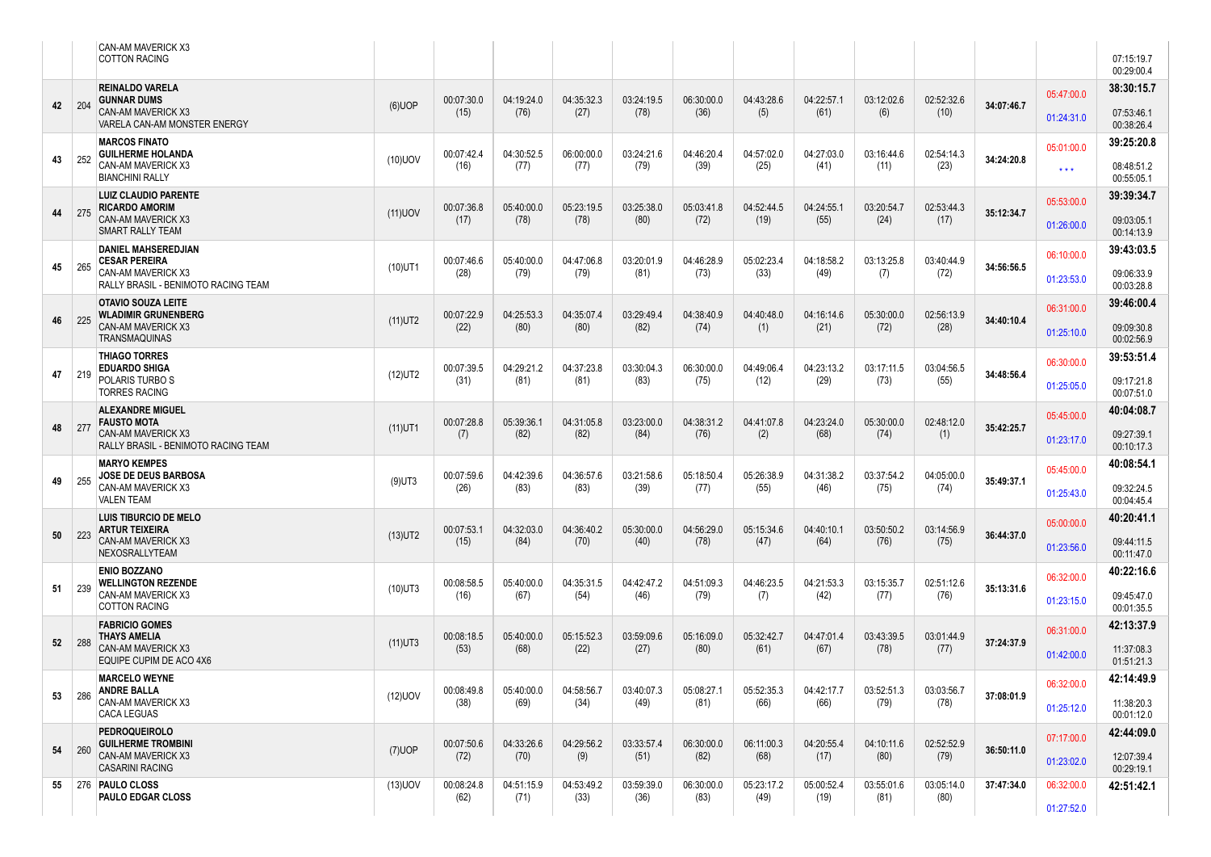| | | | | | | | | | | | | | | | |
|---|---|---|---|---|---|---|---|---|---|---|---|---|---|---|---|
| | | CAN-AM MAVERICK X3<br>COTTON RACING | | | | | | | | | | | | | 07:15:19.7<br>00:29:00.4 |
| 42 | 204 | **REINALDO VARELA**<br>**GUNNAR DUMS**<br>CAN-AM MAVERICK X3<br>VARELA CAN-AM MONSTER ENERGY | (6)UOP | 00:07:30.0<br>(15) | 04:19:24.0<br>(76) | 04:35:32.3<br>(27) | 03:24:19.5<br>(78) | 06:30:00.0<br>(36) | 04:43:28.6<br>(5) | 04:22:57.1<br>(61) | 03:12:02.6<br>(6) | 02:52:32.6<br>(10) | **34:07:46.7** | 05:47:00.0<br>01:24:31.0 | **38:30:15.7**<br>07:53:46.1<br>00:38:26.4 |
| 43 | 252 | **MARCOS FINATO**<br>**GUILHERME HOLANDA**<br>CAN-AM MAVERICK X3<br>BIANCHINI RALLY | (10)UOV | 00:07:42.4<br>(16) | 04:30:52.5<br>(77) | 06:00:00.0<br>(77) | 03:24:21.6<br>(79) | 04:46:20.4<br>(39) | 04:57:02.0<br>(25) | 04:27:03.0<br>(41) | 03:16:44.6<br>(11) | 02:54:14.3<br>(23) | **34:24:20.8** | 05:01:00.0<br>*** | **39:25:20.8**<br>08:48:51.2<br>00:55:05.1 |
| 44 | 275 | **LUIZ CLAUDIO PARENTE**<br>**RICARDO AMORIM**<br>CAN-AM MAVERICK X3<br>SMART RALLY TEAM | (11)UOV | 00:07:36.8<br>(17) | 05:40:00.0<br>(78) | 05:23:19.5<br>(78) | 03:25:38.0<br>(80) | 05:03:41.8<br>(72) | 04:52:44.5<br>(19) | 04:24:55.1<br>(55) | 03:20:54.7<br>(24) | 02:53:44.3<br>(17) | **35:12:34.7** | 05:53:00.0<br>01:26:00.0 | **39:39:34.7**<br>09:03:05.1<br>00:14:13.9 |
| 45 | 265 | **DANIEL MAHSEREDJIAN**<br>**CESAR PEREIRA**<br>CAN-AM MAVERICK X3<br>RALLY BRASIL - BENIMOTO RACING TEAM | (10)UT1 | 00:07:46.6<br>(28) | 05:40:00.0<br>(79) | 04:47:06.8<br>(79) | 03:20:01.9<br>(81) | 04:46:28.9<br>(73) | 05:02:23.4<br>(33) | 04:18:58.2<br>(49) | 03:13:25.8<br>(7) | 03:40:44.9<br>(72) | **34:56:56.5** | 06:10:00.0<br>01:23:53.0 | **39:43:03.5**<br>09:06:33.9<br>00:03:28.8 |
| 46 | 225 | **OTAVIO SOUZA LEITE**<br>**WLADIMIR GRUNENBERG**<br>CAN-AM MAVERICK X3<br>TRANSMAQUINAS | (11)UT2 | 00:07:22.9<br>(22) | 04:25:53.3<br>(80) | 04:35:07.4<br>(80) | 03:29:49.4<br>(82) | 04:38:40.9<br>(74) | 04:40:48.0<br>(1) | 04:16:14.6<br>(21) | 05:30:00.0<br>(72) | 02:56:13.9<br>(28) | **34:40:10.4** | 06:31:00.0<br>01:25:10.0 | **39:46:00.4**<br>09:09:30.8<br>00:02:56.9 |
| 47 | 219 | **THIAGO TORRES**<br>**EDUARDO SHIGA**<br>POLARIS TURBO S<br>TORRES RACING | (12)UT2 | 00:07:39.5<br>(31) | 04:29:21.2<br>(81) | 04:37:23.8<br>(81) | 03:30:04.3<br>(83) | 06:30:00.0<br>(75) | 04:49:06.4<br>(12) | 04:23:13.2<br>(29) | 03:17:11.5<br>(73) | 03:04:56.5<br>(55) | **34:48:56.4** | 06:30:00.0<br>01:25:05.0 | **39:53:51.4**<br>09:17:21.8<br>00:07:51.0 |
| 48 | 277 | **ALEXANDRE MIGUEL**<br>**FAUSTO MOTA**<br>CAN-AM MAVERICK X3<br>RALLY BRASIL - BENIMOTO RACING TEAM | (11)UT1 | 00:07:28.8<br>(7) | 05:39:36.1<br>(82) | 04:31:05.8<br>(82) | 03:23:00.0<br>(84) | 04:38:31.2<br>(76) | 04:41:07.8<br>(2) | 04:23:24.0<br>(68) | 05:30:00.0<br>(74) | 02:48:12.0<br>(1) | **35:42:25.7** | 05:45:00.0<br>01:23:17.0 | **40:04:08.7**<br>09:27:39.1<br>00:10:17.3 |
| 49 | 255 | **MARYO KEMPES**<br>**JOSE DE DEUS BARBOSA**<br>CAN-AM MAVERICK X3<br>VALEN TEAM | (9)UT3 | 00:07:59.6<br>(26) | 04:42:39.6<br>(83) | 04:36:57.6<br>(83) | 03:21:58.6<br>(39) | 05:18:50.4<br>(77) | 05:26:38.9<br>(55) | 04:31:38.2<br>(46) | 03:37:54.2<br>(75) | 04:05:00.0<br>(74) | **35:49:37.1** | 05:45:00.0<br>01:25:43.0 | **40:08:54.1**<br>09:32:24.5<br>00:04:45.4 |
| 50 | 223 | **LUIS TIBURCIO DE MELO**<br>**ARTUR TEIXEIRA**<br>CAN-AM MAVERICK X3<br>NEXOSRALLYTEAM | (13)UT2 | 00:07:53.1<br>(15) | 04:32:03.0<br>(84) | 04:36:40.2<br>(70) | 05:30:00.0<br>(40) | 04:56:29.0<br>(78) | 05:15:34.6<br>(47) | 04:40:10.1<br>(64) | 03:50:50.2<br>(76) | 03:14:56.9<br>(75) | **36:44:37.0** | 05:00:00.0<br>01:23:56.0 | **40:20:41.1**<br>09:44:11.5<br>00:11:47.0 |
| 51 | 239 | **ENIO BOZZANO**<br>**WELLINGTON REZENDE**<br>CAN-AM MAVERICK X3<br>COTTON RACING | (10)UT3 | 00:08:58.5<br>(16) | 05:40:00.0<br>(67) | 04:35:31.5<br>(54) | 04:42:47.2<br>(46) | 04:51:09.3<br>(79) | 04:46:23.5<br>(7) | 04:21:53.3<br>(42) | 03:15:35.7<br>(77) | 02:51:12.6<br>(76) | **35:13:31.6** | 06:32:00.0<br>01:23:15.0 | **40:22:16.6**<br>09:45:47.0<br>00:01:35.5 |
| 52 | 288 | **FABRICIO GOMES**<br>**THAYS AMELIA**<br>CAN-AM MAVERICK X3<br>EQUIPE CUPIM DE ACO 4X6 | (11)UT3 | 00:08:18.5<br>(53) | 05:40:00.0<br>(68) | 05:15:52.3<br>(22) | 03:59:09.6<br>(27) | 05:16:09.0<br>(80) | 05:32:42.7<br>(61) | 04:47:01.4<br>(67) | 03:43:39.5<br>(78) | 03:01:44.9<br>(77) | **37:24:37.9** | 06:31:00.0<br>01:42:00.0 | **42:13:37.9**<br>11:37:08.3<br>01:51:21.3 |
| 53 | 286 | **MARCELO WEYNE**<br>**ANDRE BALLA**<br>CAN-AM MAVERICK X3<br>CACA LEGUAS | (12)UOV | 00:08:49.8<br>(38) | 05:40:00.0<br>(69) | 04:58:56.7<br>(34) | 03:40:07.3<br>(49) | 05:08:27.1<br>(81) | 05:52:35.3<br>(66) | 04:42:17.7<br>(66) | 03:52:51.3<br>(79) | 03:03:56.7<br>(78) | **37:08:01.9** | 06:32:00.0<br>01:25:12.0 | **42:14:49.9**<br>11:38:20.3<br>00:01:12.0 |
| 54 | 260 | **PEDROQUEIROLO**<br>**GUILHERME TROMBINI**<br>CAN-AM MAVERICK X3<br>CASARINI RACING | (7)UOP | 00:07:50.6<br>(72) | 04:33:26.6<br>(70) | 04:29:56.2<br>(9) | 03:33:57.4<br>(51) | 06:30:00.0<br>(82) | 06:11:00.3<br>(68) | 04:20:55.4<br>(17) | 04:10:11.6<br>(80) | 02:52:52.9<br>(79) | **36:50:11.0** | 07:17:00.0<br>01:23:02.0 | **42:44:09.0**<br>12:07:39.4<br>00:29:19.1 |
| 55 | 276 | **PAULO CLOSS**<br>**PAULO EDGAR CLOSS** | (13)UOV | 00:08:24.8<br>(62) | 04:51:15.9<br>(71) | 04:53:49.2<br>(33) | 03:59:39.0<br>(36) | 06:30:00.0<br>(83) | 05:23:17.2<br>(49) | 05:00:52.4<br>(19) | 03:55:01.6<br>(81) | 03:05:14.0<br>(80) | **37:47:34.0** | 06:32:00.0<br>01:27:52.0 | **42:51:42.1** |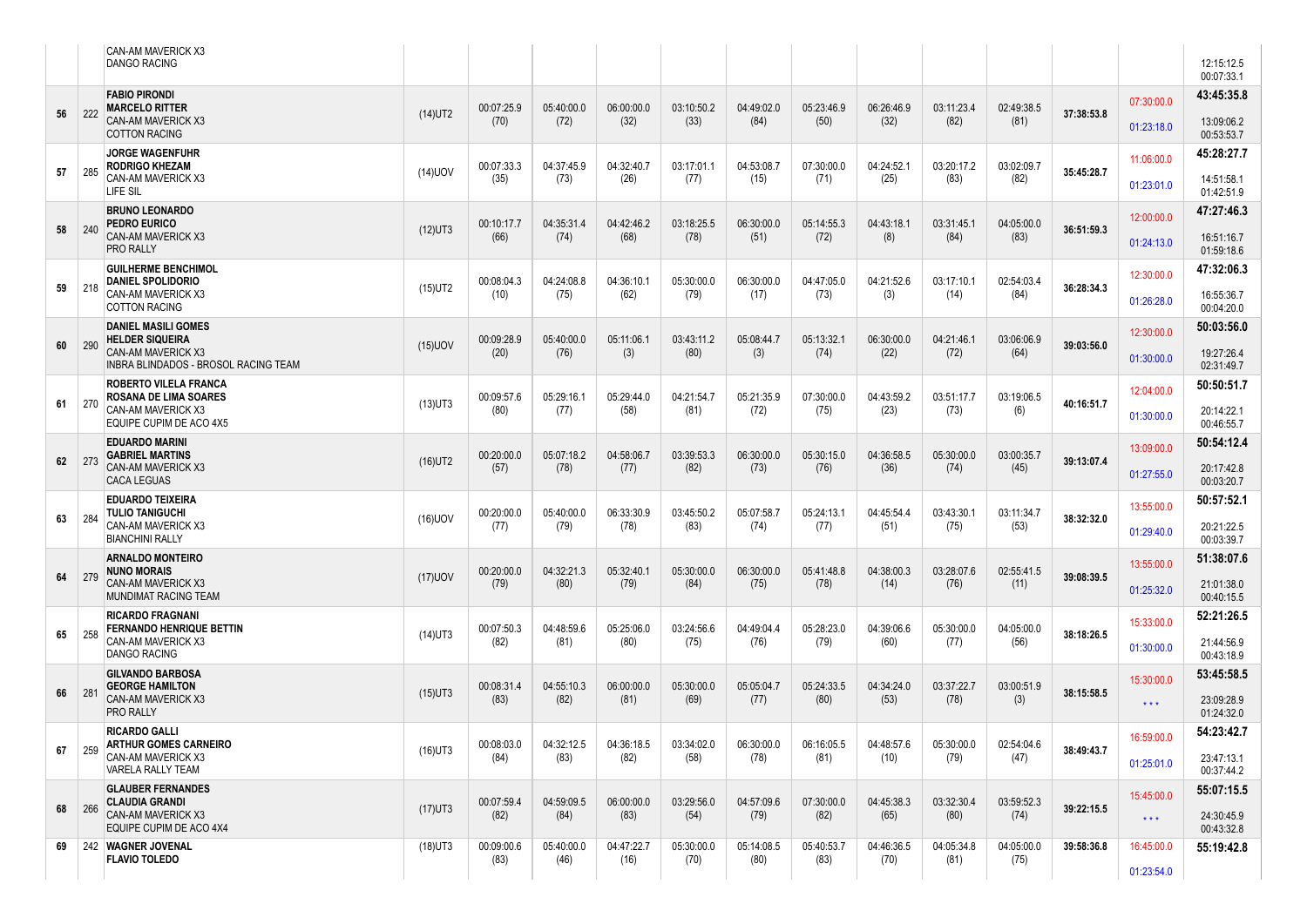| | | | | | | | | | | | | | | |
|---|---|---|---|---|---|---|---|---|---|---|---|---|---|---|
| | | CAN-AM MAVERICK X3<br>DANGO RACING | | | | | | | | | | | | 12:15:12.5<br>00:07:33.1 |
| 56 | 222 | **FABIO PIRONDI**<br>**MARCELO RITTER**<br>CAN-AM MAVERICK X3<br>COTTON RACING | (14)UT2 | 00:07:25.9<br>(70) | 05:40:00.0<br>(72) | 06:00:00.0<br>(32) | 03:10:50.2<br>(33) | 04:49:02.0<br>(84) | 05:23:46.9<br>(50) | 06:26:46.9<br>(32) | 03:11:23.4<br>(82) | 02:49:38.5<br>(81) | **37:38:53.8** | 07:30:00.0<br>01:23:18.0 | **43:45:35.8**<br>13:09:06.2<br>00:53:53.7 |
| 57 | 285 | **JORGE WAGENFUHR**<br>**RODRIGO KHEZAM**<br>CAN-AM MAVERICK X3<br>LIFE SIL | (14)UOV | 00:07:33.3<br>(35) | 04:37:45.9<br>(73) | 04:32:40.7<br>(26) | 03:17:01.1<br>(77) | 04:53:08.7<br>(15) | 07:30:00.0<br>(71) | 04:24:52.1<br>(25) | 03:20:17.2<br>(83) | 03:02:09.7<br>(82) | **35:45:28.7** | 11:06:00.0<br>01:23:01.0 | **45:28:27.7**<br>14:51:58.1<br>01:42:51.9 |
| 58 | 240 | **BRUNO LEONARDO**<br>**PEDRO EURICO**<br>CAN-AM MAVERICK X3<br>PRO RALLY | (12)UT3 | 00:10:17.7<br>(66) | 04:35:31.4<br>(74) | 04:42:46.2<br>(68) | 03:18:25.5<br>(78) | 06:30:00.0<br>(51) | 05:14:55.3<br>(72) | 04:43:18.1<br>(8) | 03:31:45.1<br>(84) | 04:05:00.0<br>(83) | **36:51:59.3** | 12:00:00.0<br>01:24:13.0 | **47:27:46.3**<br>16:51:16.7<br>01:59:18.6 |
| 59 | 218 | **GUILHERME BENCHIMOL**<br>**DANIEL SPOLIDORIO**<br>CAN-AM MAVERICK X3<br>COTTON RACING | (15)UT2 | 00:08:04.3<br>(10) | 04:24:08.8<br>(75) | 04:36:10.1<br>(62) | 05:30:00.0<br>(79) | 06:30:00.0<br>(17) | 04:47:05.0<br>(73) | 04:21:52.6<br>(3) | 03:17:10.1<br>(14) | 02:54:03.4<br>(84) | **36:28:34.3** | 12:30:00.0<br>01:26:28.0 | **47:32:06.3**<br>16:55:36.7<br>00:04:20.0 |
| 60 | 290 | **DANIEL MASILI GOMES**<br>**HELDER SIQUEIRA**<br>CAN-AM MAVERICK X3<br>INBRA BLINDADOS - BROSOL RACING TEAM | (15)UOV | 00:09:28.9<br>(20) | 05:40:00.0<br>(76) | 05:11:06.1<br>(3) | 03:43:11.2<br>(80) | 05:08:44.7<br>(3) | 05:13:32.1<br>(74) | 06:30:00.0<br>(22) | 04:21:46.1<br>(72) | 03:06:06.9<br>(64) | **39:03:56.0** | 12:30:00.0<br>01:30:00.0 | **50:03:56.0**<br>19:27:26.4<br>02:31:49.7 |
| 61 | 270 | **ROBERTO VILELA FRANCA**<br>**ROSANA DE LIMA SOARES**<br>CAN-AM MAVERICK X3<br>EQUIPE CUPIM DE ACO 4X5 | (13)UT3 | 00:09:57.6<br>(80) | 05:29:16.1<br>(77) | 05:29:44.0<br>(58) | 04:21:54.7<br>(81) | 05:21:35.9<br>(72) | 07:30:00.0<br>(75) | 04:43:59.2<br>(23) | 03:51:17.7<br>(73) | 03:19:06.5<br>(6) | **40:16:51.7** | 12:04:00.0<br>01:30:00.0 | **50:50:51.7**<br>20:14:22.1<br>00:46:55.7 |
| 62 | 273 | **EDUARDO MARINI**<br>**GABRIEL MARTINS**<br>CAN-AM MAVERICK X3<br>CACA LEGUAS | (16)UT2 | 00:20:00.0<br>(57) | 05:07:18.2<br>(78) | 04:58:06.7<br>(77) | 03:39:53.3<br>(82) | 06:30:00.0<br>(73) | 05:30:15.0<br>(76) | 04:36:58.5<br>(36) | 05:30:00.0<br>(74) | 03:00:35.7<br>(45) | **39:13:07.4** | 13:09:00.0<br>01:27:55.0 | **50:54:12.4**<br>20:17:42.8<br>00:03:20.7 |
| 63 | 284 | **EDUARDO TEIXEIRA**<br>**TULIO TANIGUCHI**<br>CAN-AM MAVERICK X3<br>BIANCHINI RALLY | (16)UOV | 00:20:00.0<br>(77) | 05:40:00.0<br>(79) | 06:33:30.9<br>(78) | 03:45:50.2<br>(83) | 05:07:58.7<br>(74) | 05:24:13.1<br>(77) | 04:45:54.4<br>(51) | 03:43:30.1<br>(75) | 03:11:34.7<br>(53) | **38:32:32.0** | 13:55:00.0<br>01:29:40.0 | **50:57:52.1**<br>20:21:22.5<br>00:03:39.7 |
| 64 | 279 | **ARNALDO MONTEIRO**<br>**NUNO MORAIS**<br>CAN-AM MAVERICK X3<br>MUNDIMAT RACING TEAM | (17)UOV | 00:20:00.0<br>(79) | 04:32:21.3<br>(80) | 05:32:40.1<br>(79) | 05:30:00.0<br>(84) | 06:30:00.0<br>(75) | 05:41:48.8<br>(78) | 04:38:00.3<br>(14) | 03:28:07.6<br>(76) | 02:55:41.5<br>(11) | **39:08:39.5** | 13:55:00.0<br>01:25:32.0 | **51:38:07.6**<br>21:01:38.0<br>00:40:15.5 |
| 65 | 258 | **RICARDO FRAGNANI**<br>**FERNANDO HENRIQUE BETTIN**<br>CAN-AM MAVERICK X3<br>DANGO RACING | (14)UT3 | 00:07:50.3<br>(82) | 04:48:59.6<br>(81) | 05:25:06.0<br>(80) | 03:24:56.6<br>(75) | 04:49:04.4<br>(76) | 05:28:23.0<br>(79) | 04:39:06.6<br>(60) | 05:30:00.0<br>(77) | 04:05:00.0<br>(56) | **38:18:26.5** | 15:33:00.0<br>01:30:00.0 | **52:21:26.5**<br>21:44:56.9<br>00:43:18.9 |
| 66 | 281 | **GILVANDO BARBOSA**<br>**GEORGE HAMILTON**<br>CAN-AM MAVERICK X3<br>PRO RALLY | (15)UT3 | 00:08:31.4<br>(83) | 04:55:10.3<br>(82) | 06:00:00.0<br>(81) | 05:30:00.0<br>(69) | 05:05:04.7<br>(77) | 05:24:33.5<br>(80) | 04:34:24.0<br>(53) | 03:37:22.7<br>(78) | 03:00:51.9<br>(3) | **38:15:58.5** | 15:30:00.0<br>*** | **53:45:58.5**<br>23:09:28.9<br>01:24:32.0 |
| 67 | 259 | **RICARDO GALLI**<br>**ARTHUR GOMES CARNEIRO**<br>CAN-AM MAVERICK X3<br>VARELA RALLY TEAM | (16)UT3 | 00:08:03.0<br>(84) | 04:32:12.5<br>(83) | 04:36:18.5<br>(82) | 03:34:02.0<br>(58) | 06:30:00.0<br>(78) | 06:16:05.5<br>(81) | 04:48:57.6<br>(10) | 05:30:00.0<br>(79) | 02:54:04.6<br>(47) | **38:49:43.7** | 16:59:00.0<br>01:25:01.0 | **54:23:42.7**<br>23:47:13.1<br>00:37:44.2 |
| 68 | 266 | **GLAUBER FERNANDES**<br>**CLAUDIA GRANDI**<br>CAN-AM MAVERICK X3<br>EQUIPE CUPIM DE ACO 4X4 | (17)UT3 | 00:07:59.4<br>(82) | 04:59:09.5<br>(84) | 06:00:00.0<br>(83) | 03:29:56.0<br>(54) | 04:57:09.6<br>(79) | 07:30:00.0<br>(82) | 04:45:38.3<br>(65) | 03:32:30.4<br>(80) | 03:59:52.3<br>(74) | **39:22:15.5** | 15:45:00.0<br>*** | **55:07:15.5**<br>24:30:45.9<br>00:43:32.8 |
| 69 | 242 | **WAGNER JOVENAL**<br>**FLAVIO TOLEDO** | (18)UT3 | 00:09:00.6<br>(83) | 05:40:00.0<br>(46) | 04:47:22.7<br>(16) | 05:30:00.0<br>(70) | 05:14:08.5<br>(80) | 05:40:53.7<br>(83) | 04:46:36.5<br>(70) | 04:05:34.8<br>(81) | 04:05:00.0<br>(75) | **39:58:36.8** | 16:45:00.0<br>01:23:54.0 | **55:19:42.8** |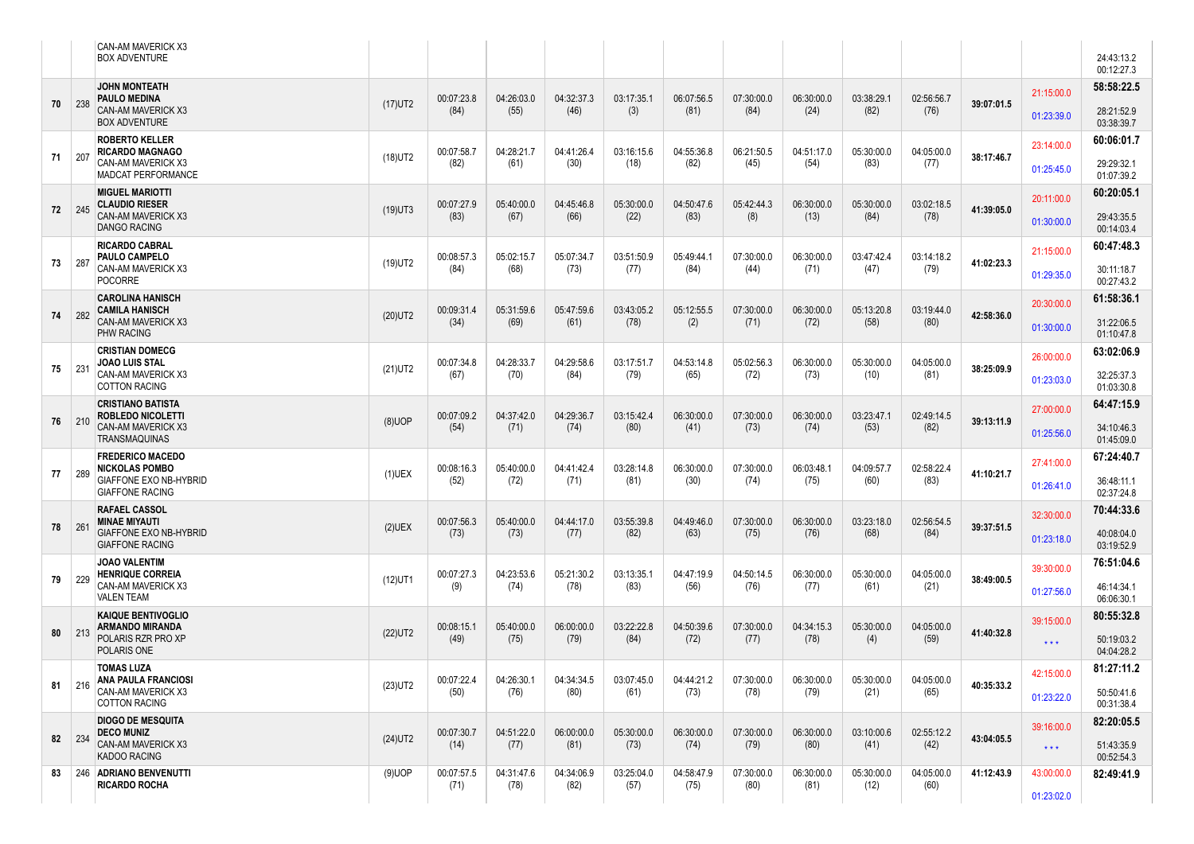| Pos | No | Crew / Vehicle / Team | Class | | | | | | | | | | Total | Penalty | Final |
|---|---|---|---|---|---|---|---|---|---|---|---|---|---|---|---|
| | | CAN-AM MAVERICK X3<br>BOX ADVENTURE | | | | | | | | | | | | | 24:43:13.2<br>00:12:27.3 |
| 70 | 238 | **JOHN MONTEATH**<br>**PAULO MEDINA**<br>CAN-AM MAVERICK X3<br>BOX ADVENTURE | (17)UT2 | 00:07:23.8<br>(84) | 04:26:03.0<br>(55) | 04:32:37.3<br>(46) | 03:17:35.1<br>(3) | 06:07:56.5<br>(81) | 07:30:00.0<br>(84) | 06:30:00.0<br>(24) | 03:38:29.1<br>(82) | 02:56:56.7<br>(76) | **39:07:01.5** | 21:15:00.0<br>01:23:39.0 | **58:58:22.5**<br>28:21:52.9<br>03:38:39.7 |
| 71 | 207 | **ROBERTO KELLER**<br>**RICARDO MAGNAGO**<br>CAN-AM MAVERICK X3<br>MADCAT PERFORMANCE | (18)UT2 | 00:07:58.7<br>(82) | 04:28:21.7<br>(61) | 04:41:26.4<br>(30) | 03:16:15.6<br>(18) | 04:55:36.8<br>(82) | 06:21:50.5<br>(45) | 04:51:17.0<br>(54) | 05:30:00.0<br>(83) | 04:05:00.0<br>(77) | **38:17:46.7** | 23:14:00.0<br>01:25:45.0 | **60:06:01.7**<br>29:29:32.1<br>01:07:39.2 |
| 72 | 245 | **MIGUEL MARIOTTI**<br>**CLAUDIO RIESER**<br>CAN-AM MAVERICK X3<br>DANGO RACING | (19)UT3 | 00:07:27.9<br>(83) | 05:40:00.0<br>(67) | 04:45:46.8<br>(66) | 05:30:00.0<br>(22) | 04:50:47.6<br>(83) | 05:42:44.3<br>(8) | 06:30:00.0<br>(13) | 05:30:00.0<br>(84) | 03:02:18.5<br>(78) | **41:39:05.0** | 20:11:00.0<br>01:30:00.0 | **60:20:05.1**<br>29:43:35.5<br>00:14:03.4 |
| 73 | 287 | **RICARDO CABRAL**<br>**PAULO CAMPELO**<br>CAN-AM MAVERICK X3<br>POCORRE | (19)UT2 | 00:08:57.3<br>(84) | 05:02:15.7<br>(68) | 05:07:34.7<br>(73) | 03:51:50.9<br>(77) | 05:49:44.1<br>(84) | 07:30:00.0<br>(44) | 06:30:00.0<br>(71) | 03:47:42.4<br>(47) | 03:14:18.2<br>(79) | **41:02:23.3** | 21:15:00.0<br>01:29:35.0 | **60:47:48.3**<br>30:11:18.7<br>00:27:43.2 |
| 74 | 282 | **CAROLINA HANISCH**<br>**CAMILA HANISCH**<br>CAN-AM MAVERICK X3<br>PHW RACING | (20)UT2 | 00:09:31.4<br>(34) | 05:31:59.6<br>(69) | 05:47:59.6<br>(61) | 03:43:05.2<br>(78) | 05:12:55.5<br>(2) | 07:30:00.0<br>(71) | 06:30:00.0<br>(72) | 05:13:20.8<br>(58) | 03:19:44.0<br>(80) | **42:58:36.0** | 20:30:00.0<br>01:30:00.0 | **61:58:36.1**<br>31:22:06.5<br>01:10:47.8 |
| 75 | 231 | **CRISTIAN DOMECG**<br>**JOAO LUIS STAL**<br>CAN-AM MAVERICK X3<br>COTTON RACING | (21)UT2 | 00:07:34.8<br>(67) | 04:28:33.7<br>(70) | 04:29:58.6<br>(84) | 03:17:51.7<br>(79) | 04:53:14.8<br>(65) | 05:02:56.3<br>(72) | 06:30:00.0<br>(73) | 05:30:00.0<br>(10) | 04:05:00.0<br>(81) | **38:25:09.9** | 26:00:00.0<br>01:23:03.0 | **63:02:06.9**<br>32:25:37.3<br>01:03:30.8 |
| 76 | 210 | **CRISTIANO BATISTA**<br>**ROBLEDO NICOLETTI**<br>CAN-AM MAVERICK X3<br>TRANSMAQUINAS | (8)UOP | 00:07:09.2<br>(54) | 04:37:42.0<br>(71) | 04:29:36.7<br>(74) | 03:15:42.4<br>(80) | 06:30:00.0<br>(41) | 07:30:00.0<br>(73) | 06:30:00.0<br>(74) | 03:23:47.1<br>(53) | 02:49:14.5<br>(82) | **39:13:11.9** | 27:00:00.0<br>01:25:56.0 | **64:47:15.9**<br>34:10:46.3<br>01:45:09.0 |
| 77 | 289 | **FREDERICO MACEDO**<br>**NICKOLAS POMBO**<br>GIAFFONE EXO NB-HYBRID<br>GIAFFONE RACING | (1)UEX | 00:08:16.3<br>(52) | 05:40:00.0<br>(72) | 04:41:42.4<br>(71) | 03:28:14.8<br>(81) | 06:30:00.0<br>(30) | 07:30:00.0<br>(74) | 06:03:48.1<br>(75) | 04:09:57.7<br>(60) | 02:58:22.4<br>(83) | **41:10:21.7** | 27:41:00.0<br>01:26:41.0 | **67:24:40.7**<br>36:48:11.1<br>02:37:24.8 |
| 78 | 261 | **RAFAEL CASSOL**<br>**MINAE MIYAUTI**<br>GIAFFONE EXO NB-HYBRID<br>GIAFFONE RACING | (2)UEX | 00:07:56.3<br>(73) | 05:40:00.0<br>(73) | 04:44:17.0<br>(77) | 03:55:39.8<br>(82) | 04:49:46.0<br>(63) | 07:30:00.0<br>(75) | 06:30:00.0<br>(76) | 03:23:18.0<br>(68) | 02:56:54.5<br>(84) | **39:37:51.5** | 32:30:00.0<br>01:23:18.0 | **70:44:33.6**<br>40:08:04.0<br>03:19:52.9 |
| 79 | 229 | **JOAO VALENTIM**<br>**HENRIQUE CORREIA**<br>CAN-AM MAVERICK X3<br>VALEN TEAM | (12)UT1 | 00:07:27.3<br>(9) | 04:23:53.6<br>(74) | 05:21:30.2<br>(78) | 03:13:35.1<br>(83) | 04:47:19.9<br>(56) | 04:50:14.5<br>(76) | 06:30:00.0<br>(77) | 05:30:00.0<br>(61) | 04:05:00.0<br>(21) | **38:49:00.5** | 39:30:00.0<br>01:27:56.0 | **76:51:04.6**<br>46:14:34.1<br>06:06:30.1 |
| 80 | 213 | **KAIQUE BENTIVOGLIO**<br>**ARMANDO MIRANDA**<br>POLARIS RZR PRO XP<br>POLARIS ONE | (22)UT2 | 00:08:15.1<br>(49) | 05:40:00.0<br>(75) | 06:00:00.0<br>(79) | 03:22:22.8<br>(84) | 04:50:39.6<br>(72) | 07:30:00.0<br>(77) | 04:34:15.3<br>(78) | 05:30:00.0<br>(4) | 04:05:00.0<br>(59) | **41:40:32.8** | 39:15:00.0<br>* * * | **80:55:32.8**<br>50:19:03.2<br>04:04:28.2 |
| 81 | 216 | **TOMAS LUZA**<br>**ANA PAULA FRANCIOSI**<br>CAN-AM MAVERICK X3<br>COTTON RACING | (23)UT2 | 00:07:22.4<br>(50) | 04:26:30.1<br>(76) | 04:34:34.5<br>(80) | 03:07:45.0<br>(61) | 04:44:21.2<br>(73) | 07:30:00.0<br>(78) | 06:30:00.0<br>(79) | 05:30:00.0<br>(21) | 04:05:00.0<br>(65) | **40:35:33.2** | 42:15:00.0<br>01:23:22.0 | **81:27:11.2**<br>50:50:41.6<br>00:31:38.4 |
| 82 | 234 | **DIOGO DE MESQUITA**<br>**DECO MUNIZ**<br>CAN-AM MAVERICK X3<br>KADOO RACING | (24)UT2 | 00:07:30.7<br>(14) | 04:51:22.0<br>(77) | 06:00:00.0<br>(81) | 05:30:00.0<br>(73) | 06:30:00.0<br>(74) | 07:30:00.0<br>(79) | 06:30:00.0<br>(80) | 03:10:00.6<br>(41) | 02:55:12.2<br>(42) | **43:04:05.5** | 39:16:00.0<br>* * * | **82:20:05.5**<br>51:43:35.9<br>00:52:54.3 |
| 83 | 246 | **ADRIANO BENVENUTTI**<br>**RICARDO ROCHA** | (9)UOP | 00:07:57.5<br>(71) | 04:31:47.6<br>(78) | 04:34:06.9<br>(82) | 03:25:04.0<br>(57) | 04:58:47.9<br>(75) | 07:30:00.0<br>(80) | 06:30:00.0<br>(81) | 05:30:00.0<br>(12) | 04:05:00.0<br>(60) | **41:12:43.9** | 43:00:00.0<br>01:23:02.0 | **82:49:41.9** |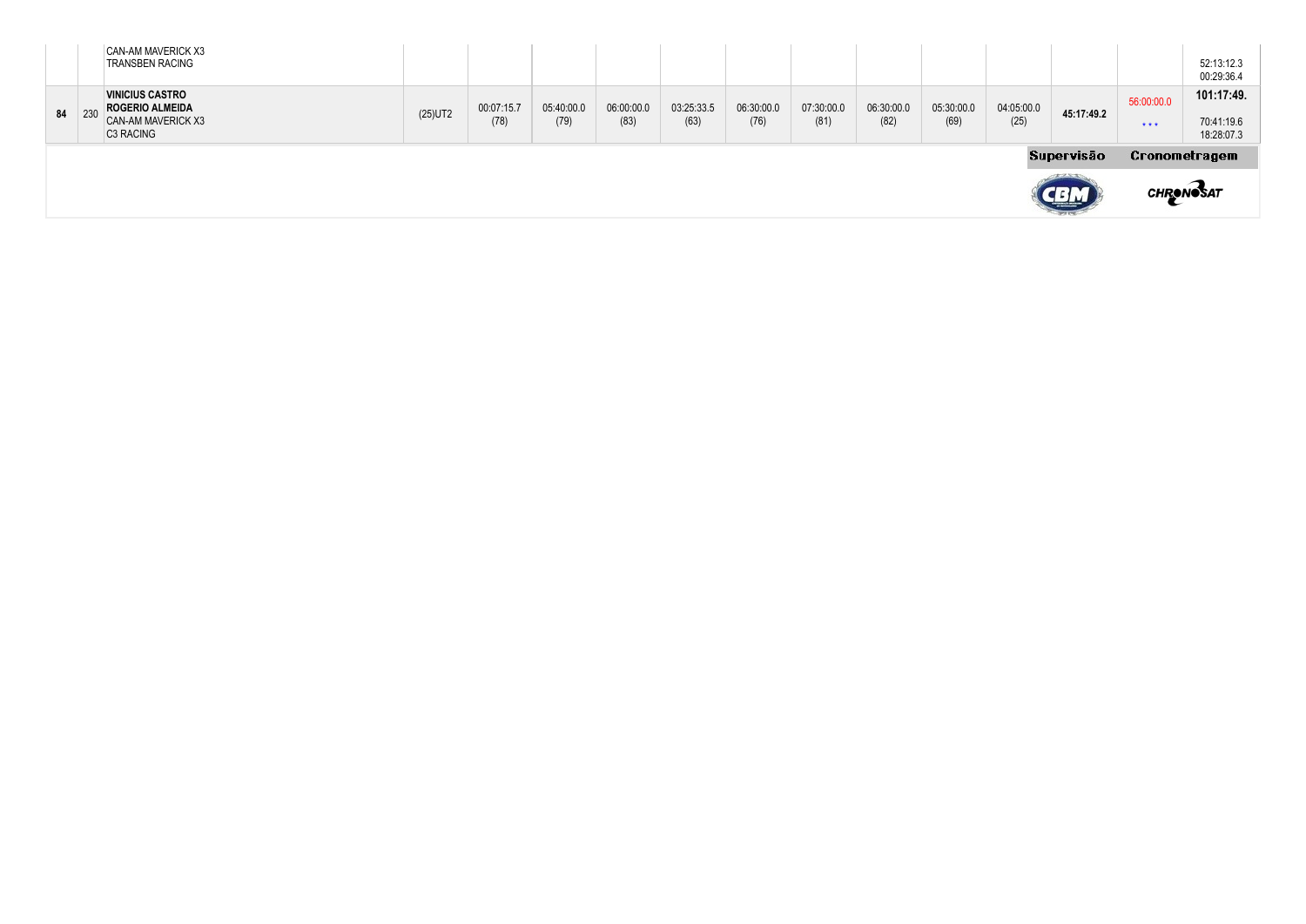| | | | | | | | | | | | | | | | |
|---|---|---|---|---|---|---|---|---|---|---|---|---|---|---|---|
| | | CAN-AM MAVERICK X3<br>TRANSBEN RACING | | | | | | | | | | | | | 52:13:12.3<br>00:29:36.4 |
| **84** | 230 | **VINICIUS CASTRO**<br>**ROGERIO ALMEIDA**<br>CAN-AM MAVERICK X3<br>C3 RACING | (25)UT2 | 00:07:15.7<br>(78) | 05:40:00.0<br>(79) | 06:00:00.0<br>(83) | 03:25:33.5<br>(63) | 06:30:00.0<br>(76) | 07:30:00.0<br>(81) | 06:30:00.0<br>(82) | 05:30:00.0<br>(69) | 04:05:00.0<br>(25) | **45:17:49.2** | 56:00:00.0<br>* * * | **101:17:49.**<br>70:41:19.6<br>18:28:07.3 |

Supervisão

Cronometragem

CBM

CHRONOSAT